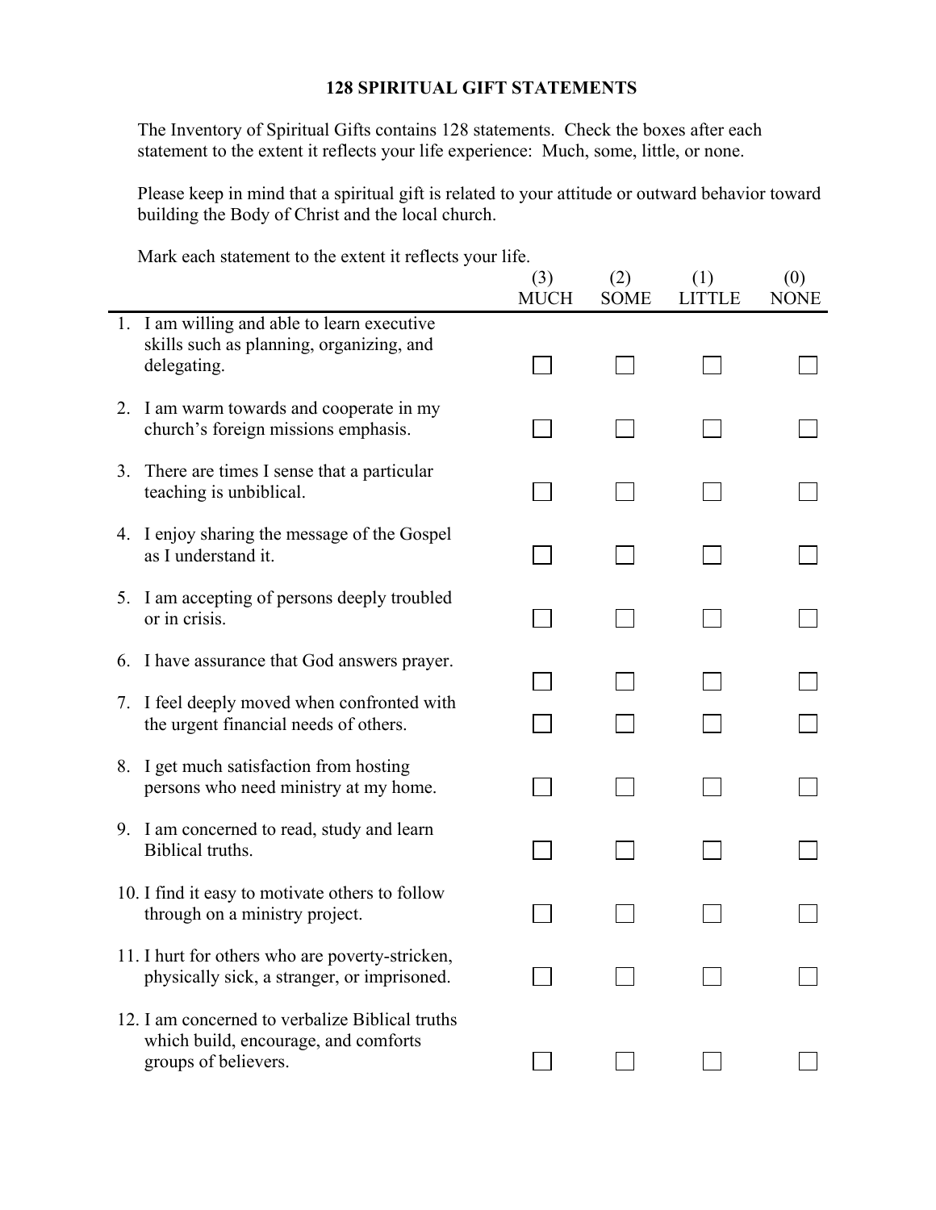# 128 SPIRITUAL GIFT STATEMENTS

The Inventory of Spiritual Gifts contains 128 statements. Check the boxes after each statement to the extent it reflects your life experience: Much, some, little, or none.

Please keep in mind that a spiritual gift is related to your attitude or outward behavior toward building the Body of Christ and the local church.

Mark each statement to the extent it reflects your life.

| | (3) MUCH | (2) SOME | (1) LITTLE | (0) NONE |
|---|---|---|---|---|
| 1. I am willing and able to learn executive skills such as planning, organizing, and delegating. | ☐ | ☐ | ☐ | ☐ |
| 2. I am warm towards and cooperate in my church's foreign missions emphasis. | ☐ | ☐ | ☐ | ☐ |
| 3. There are times I sense that a particular teaching is unbiblical. | ☐ | ☐ | ☐ | ☐ |
| 4. I enjoy sharing the message of the Gospel as I understand it. | ☐ | ☐ | ☐ | ☐ |
| 5. I am accepting of persons deeply troubled or in crisis. | ☐ | ☐ | ☐ | ☐ |
| 6. I have assurance that God answers prayer. | ☐ | ☐ | ☐ | ☐ |
| 7. I feel deeply moved when confronted with the urgent financial needs of others. | ☐ | ☐ | ☐ | ☐ |
| 8. I get much satisfaction from hosting persons who need ministry at my home. | ☐ | ☐ | ☐ | ☐ |
| 9. I am concerned to read, study and learn Biblical truths. | ☐ | ☐ | ☐ | ☐ |
| 10. I find it easy to motivate others to follow through on a ministry project. | ☐ | ☐ | ☐ | ☐ |
| 11. I hurt for others who are poverty-stricken, physically sick, a stranger, or imprisoned. | ☐ | ☐ | ☐ | ☐ |
| 12. I am concerned to verbalize Biblical truths which build, encourage, and comforts groups of believers. | ☐ | ☐ | ☐ | ☐ |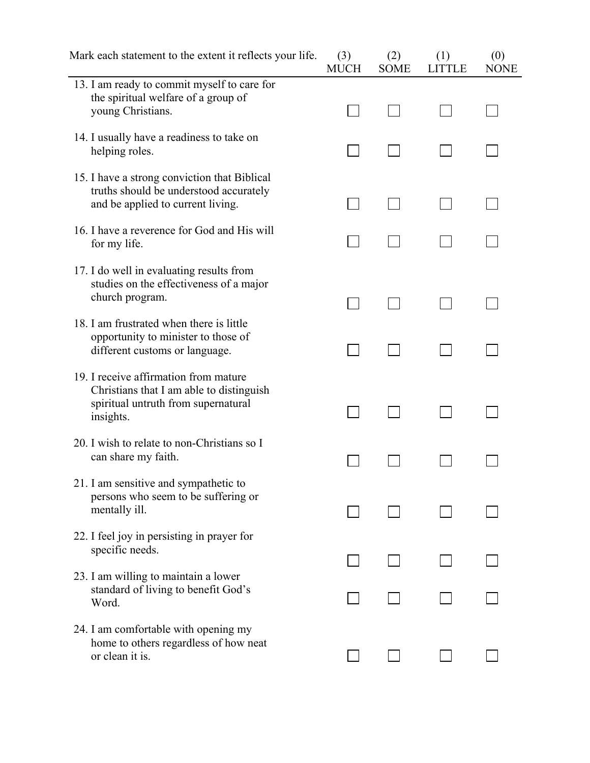| Mark each statement to the extent it reflects your life. | (3) MUCH | (2) SOME | (1) LITTLE | (0) NONE |
| --- | --- | --- | --- | --- |
| 13. I am ready to commit myself to care for the spiritual welfare of a group of young Christians. | ☐ | ☐ | ☐ | ☐ |
| 14. I usually have a readiness to take on helping roles. | ☐ | ☐ | ☐ | ☐ |
| 15. I have a strong conviction that Biblical truths should be understood accurately and be applied to current living. | ☐ | ☐ | ☐ | ☐ |
| 16. I have a reverence for God and His will for my life. | ☐ | ☐ | ☐ | ☐ |
| 17. I do well in evaluating results from studies on the effectiveness of a major church program. | ☐ | ☐ | ☐ | ☐ |
| 18. I am frustrated when there is little opportunity to minister to those of different customs or language. | ☐ | ☐ | ☐ | ☐ |
| 19. I receive affirmation from mature Christians that I am able to distinguish spiritual untruth from supernatural insights. | ☐ | ☐ | ☐ | ☐ |
| 20. I wish to relate to non-Christians so I can share my faith. | ☐ | ☐ | ☐ | ☐ |
| 21. I am sensitive and sympathetic to persons who seem to be suffering or mentally ill. | ☐ | ☐ | ☐ | ☐ |
| 22. I feel joy in persisting in prayer for specific needs. | ☐ | ☐ | ☐ | ☐ |
| 23. I am willing to maintain a lower standard of living to benefit God's Word. | ☐ | ☐ | ☐ | ☐ |
| 24. I am comfortable with opening my home to others regardless of how neat or clean it is. | ☐ | ☐ | ☐ | ☐ |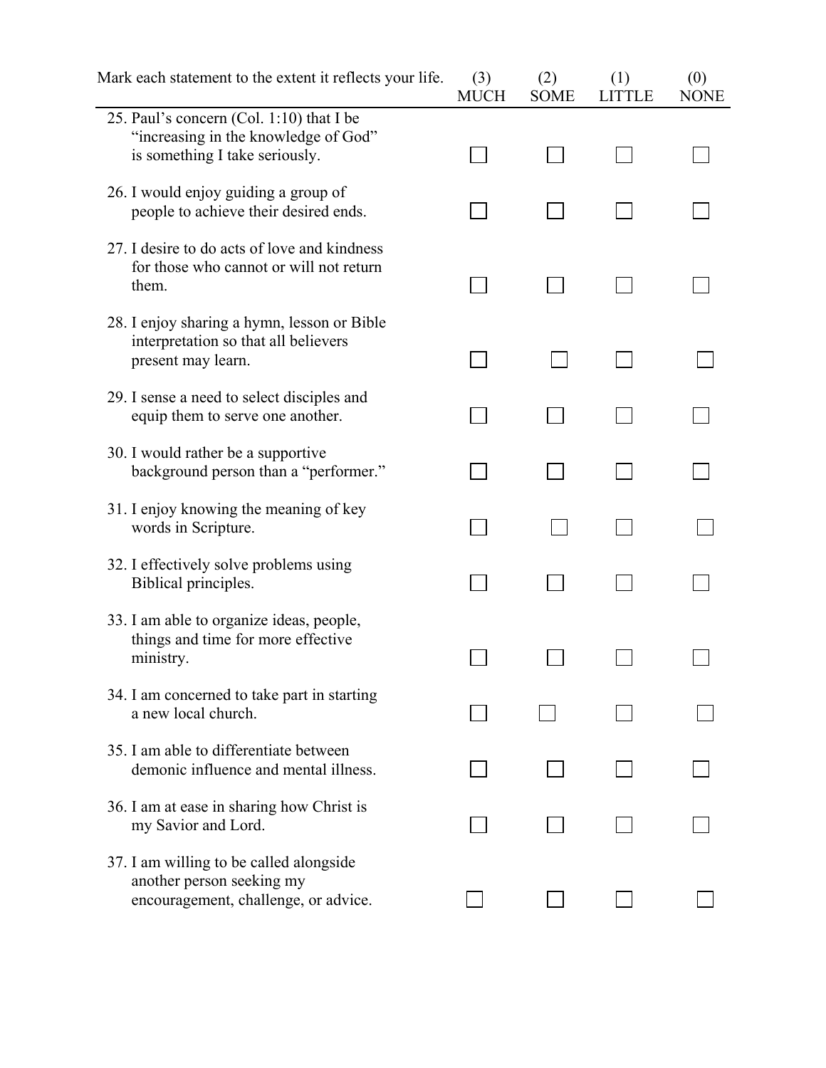| Mark each statement to the extent it reflects your life. | (3) MUCH | (2) SOME | (1) LITTLE | (0) NONE |
|---|---|---|---|---|
| 25. Paul's concern (Col. 1:10) that I be "increasing in the knowledge of God" is something I take seriously. | ☐ | ☐ | ☐ | ☐ |
| 26. I would enjoy guiding a group of people to achieve their desired ends. | ☐ | ☐ | ☐ | ☐ |
| 27. I desire to do acts of love and kindness for those who cannot or will not return them. | ☐ | ☐ | ☐ | ☐ |
| 28. I enjoy sharing a hymn, lesson or Bible interpretation so that all believers present may learn. | ☐ | ☐ | ☐ | ☐ |
| 29. I sense a need to select disciples and equip them to serve one another. | ☐ | ☐ | ☐ | ☐ |
| 30. I would rather be a supportive background person than a "performer." | ☐ | ☐ | ☐ | ☐ |
| 31. I enjoy knowing the meaning of key words in Scripture. | ☐ | ☐ | ☐ | ☐ |
| 32. I effectively solve problems using Biblical principles. | ☐ | ☐ | ☐ | ☐ |
| 33. I am able to organize ideas, people, things and time for more effective ministry. | ☐ | ☐ | ☐ | ☐ |
| 34. I am concerned to take part in starting a new local church. | ☐ | ☐ | ☐ | ☐ |
| 35. I am able to differentiate between demonic influence and mental illness. | ☐ | ☐ | ☐ | ☐ |
| 36. I am at ease in sharing how Christ is my Savior and Lord. | ☐ | ☐ | ☐ | ☐ |
| 37. I am willing to be called alongside another person seeking my encouragement, challenge, or advice. | ☐ | ☐ | ☐ | ☐ |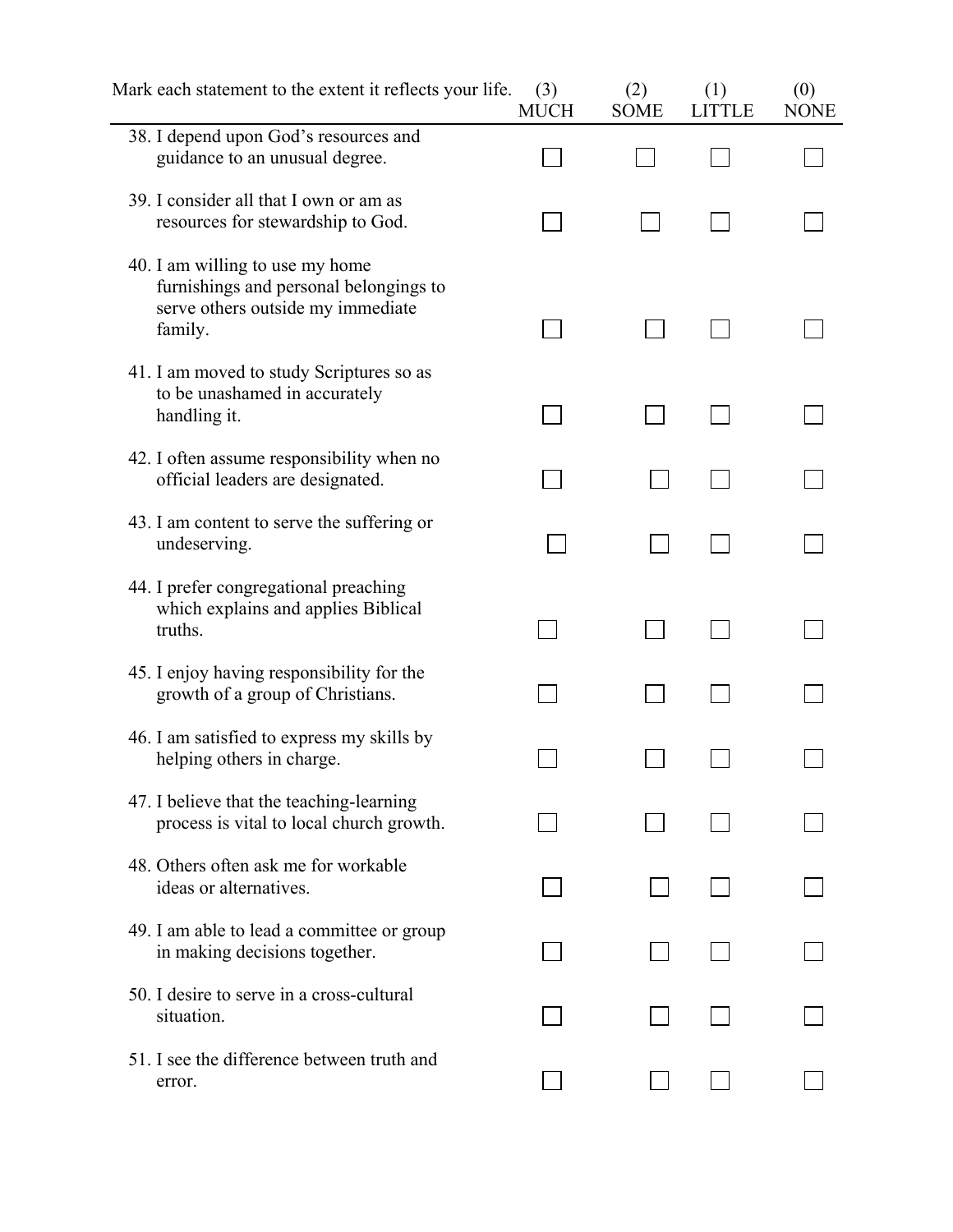| Mark each statement to the extent it reflects your life. | (3) MUCH | (2) SOME | (1) LITTLE | (0) NONE |
|---|---|---|---|---|
| 38. I depend upon God's resources and guidance to an unusual degree. | ☐ | ☐ | ☐ | ☐ |
| 39. I consider all that I own or am as resources for stewardship to God. | ☐ | ☐ | ☐ | ☐ |
| 40. I am willing to use my home furnishings and personal belongings to serve others outside my immediate family. | ☐ | ☐ | ☐ | ☐ |
| 41. I am moved to study Scriptures so as to be unashamed in accurately handling it. | ☐ | ☐ | ☐ | ☐ |
| 42. I often assume responsibility when no official leaders are designated. | ☐ | ☐ | ☐ | ☐ |
| 43. I am content to serve the suffering or undeserving. | ☐ | ☐ | ☐ | ☐ |
| 44. I prefer congregational preaching which explains and applies Biblical truths. | ☐ | ☐ | ☐ | ☐ |
| 45. I enjoy having responsibility for the growth of a group of Christians. | ☐ | ☐ | ☐ | ☐ |
| 46. I am satisfied to express my skills by helping others in charge. | ☐ | ☐ | ☐ | ☐ |
| 47. I believe that the teaching-learning process is vital to local church growth. | ☐ | ☐ | ☐ | ☐ |
| 48. Others often ask me for workable ideas or alternatives. | ☐ | ☐ | ☐ | ☐ |
| 49. I am able to lead a committee or group in making decisions together. | ☐ | ☐ | ☐ | ☐ |
| 50. I desire to serve in a cross-cultural situation. | ☐ | ☐ | ☐ | ☐ |
| 51. I see the difference between truth and error. | ☐ | ☐ | ☐ | ☐ |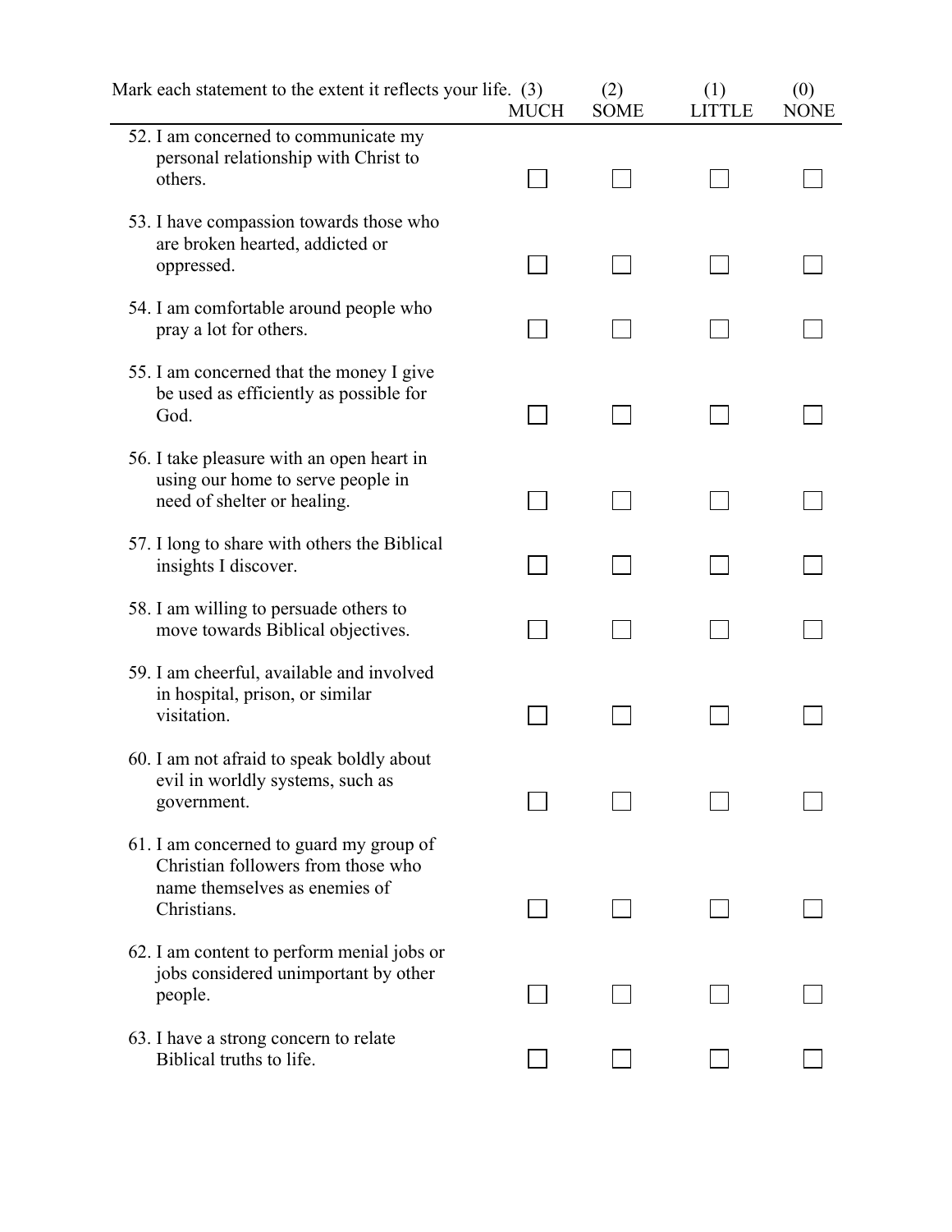| Mark each statement to the extent it reflects your life. | (3) MUCH | (2) SOME | (1) LITTLE | (0) NONE |
|---|---|---|---|---|
| 52. I am concerned to communicate my personal relationship with Christ to others. | ☐ | ☐ | ☐ | ☐ |
| 53. I have compassion towards those who are broken hearted, addicted or oppressed. | ☐ | ☐ | ☐ | ☐ |
| 54. I am comfortable around people who pray a lot for others. | ☐ | ☐ | ☐ | ☐ |
| 55. I am concerned that the money I give be used as efficiently as possible for God. | ☐ | ☐ | ☐ | ☐ |
| 56. I take pleasure with an open heart in using our home to serve people in need of shelter or healing. | ☐ | ☐ | ☐ | ☐ |
| 57. I long to share with others the Biblical insights I discover. | ☐ | ☐ | ☐ | ☐ |
| 58. I am willing to persuade others to move towards Biblical objectives. | ☐ | ☐ | ☐ | ☐ |
| 59. I am cheerful, available and involved in hospital, prison, or similar visitation. | ☐ | ☐ | ☐ | ☐ |
| 60. I am not afraid to speak boldly about evil in worldly systems, such as government. | ☐ | ☐ | ☐ | ☐ |
| 61. I am concerned to guard my group of Christian followers from those who name themselves as enemies of Christians. | ☐ | ☐ | ☐ | ☐ |
| 62. I am content to perform menial jobs or jobs considered unimportant by other people. | ☐ | ☐ | ☐ | ☐ |
| 63. I have a strong concern to relate Biblical truths to life. | ☐ | ☐ | ☐ | ☐ |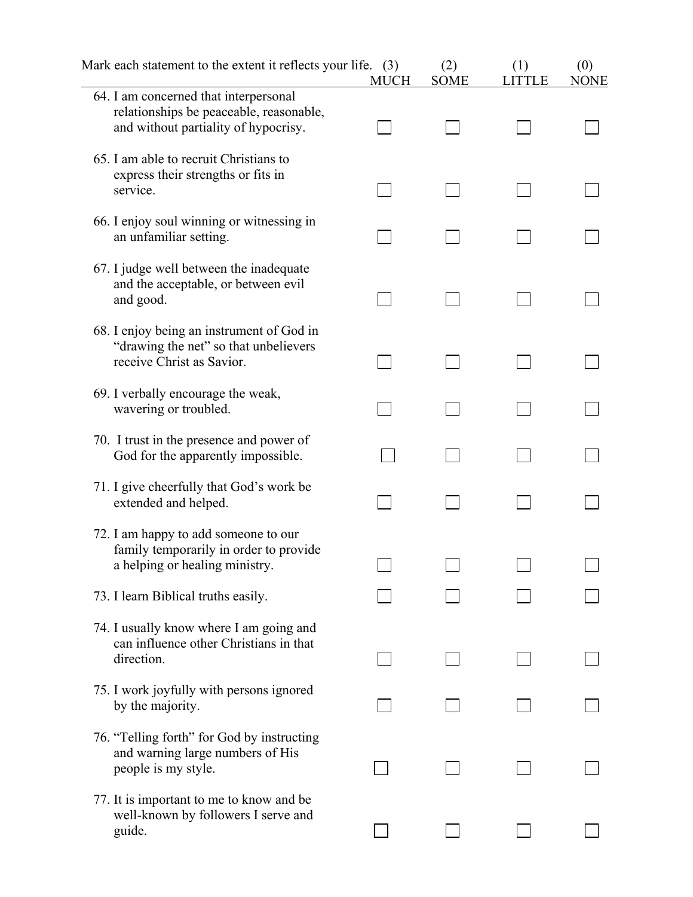| Mark each statement to the extent it reflects your life. | (3) MUCH | (2) SOME | (1) LITTLE | (0) NONE |
|---|---|---|---|---|
| 64. I am concerned that interpersonal relationships be peaceable, reasonable, and without partiality of hypocrisy. | ☐ | ☐ | ☐ | ☐ |
| 65. I am able to recruit Christians to express their strengths or fits in service. | ☐ | ☐ | ☐ | ☐ |
| 66. I enjoy soul winning or witnessing in an unfamiliar setting. | ☐ | ☐ | ☐ | ☐ |
| 67. I judge well between the inadequate and the acceptable, or between evil and good. | ☐ | ☐ | ☐ | ☐ |
| 68. I enjoy being an instrument of God in "drawing the net" so that unbelievers receive Christ as Savior. | ☐ | ☐ | ☐ | ☐ |
| 69. I verbally encourage the weak, wavering or troubled. | ☐ | ☐ | ☐ | ☐ |
| 70. I trust in the presence and power of God for the apparently impossible. | ☐ | ☐ | ☐ | ☐ |
| 71. I give cheerfully that God's work be extended and helped. | ☐ | ☐ | ☐ | ☐ |
| 72. I am happy to add someone to our family temporarily in order to provide a helping or healing ministry. | ☐ | ☐ | ☐ | ☐ |
| 73. I learn Biblical truths easily. | ☐ | ☐ | ☐ | ☐ |
| 74. I usually know where I am going and can influence other Christians in that direction. | ☐ | ☐ | ☐ | ☐ |
| 75. I work joyfully with persons ignored by the majority. | ☐ | ☐ | ☐ | ☐ |
| 76. "Telling forth" for God by instructing and warning large numbers of His people is my style. | ☐ | ☐ | ☐ | ☐ |
| 77. It is important to me to know and be well-known by followers I serve and guide. | ☐ | ☐ | ☐ | ☐ |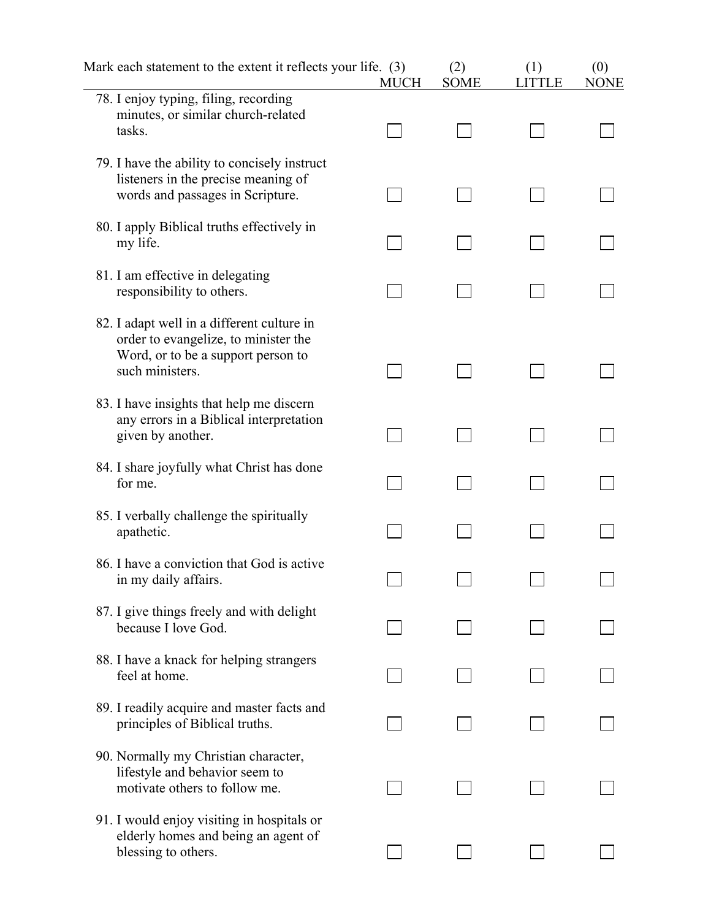| Mark each statement to the extent it reflects your life. | (3) MUCH | (2) SOME | (1) LITTLE | (0) NONE |
|---|---|---|---|---|
| 78. I enjoy typing, filing, recording minutes, or similar church-related tasks. | ☐ | ☐ | ☐ | ☐ |
| 79. I have the ability to concisely instruct listeners in the precise meaning of words and passages in Scripture. | ☐ | ☐ | ☐ | ☐ |
| 80. I apply Biblical truths effectively in my life. | ☐ | ☐ | ☐ | ☐ |
| 81. I am effective in delegating responsibility to others. | ☐ | ☐ | ☐ | ☐ |
| 82. I adapt well in a different culture in order to evangelize, to minister the Word, or to be a support person to such ministers. | ☐ | ☐ | ☐ | ☐ |
| 83. I have insights that help me discern any errors in a Biblical interpretation given by another. | ☐ | ☐ | ☐ | ☐ |
| 84. I share joyfully what Christ has done for me. | ☐ | ☐ | ☐ | ☐ |
| 85. I verbally challenge the spiritually apathetic. | ☐ | ☐ | ☐ | ☐ |
| 86. I have a conviction that God is active in my daily affairs. | ☐ | ☐ | ☐ | ☐ |
| 87. I give things freely and with delight because I love God. | ☐ | ☐ | ☐ | ☐ |
| 88. I have a knack for helping strangers feel at home. | ☐ | ☐ | ☐ | ☐ |
| 89. I readily acquire and master facts and principles of Biblical truths. | ☐ | ☐ | ☐ | ☐ |
| 90. Normally my Christian character, lifestyle and behavior seem to motivate others to follow me. | ☐ | ☐ | ☐ | ☐ |
| 91. I would enjoy visiting in hospitals or elderly homes and being an agent of blessing to others. | ☐ | ☐ | ☐ | ☐ |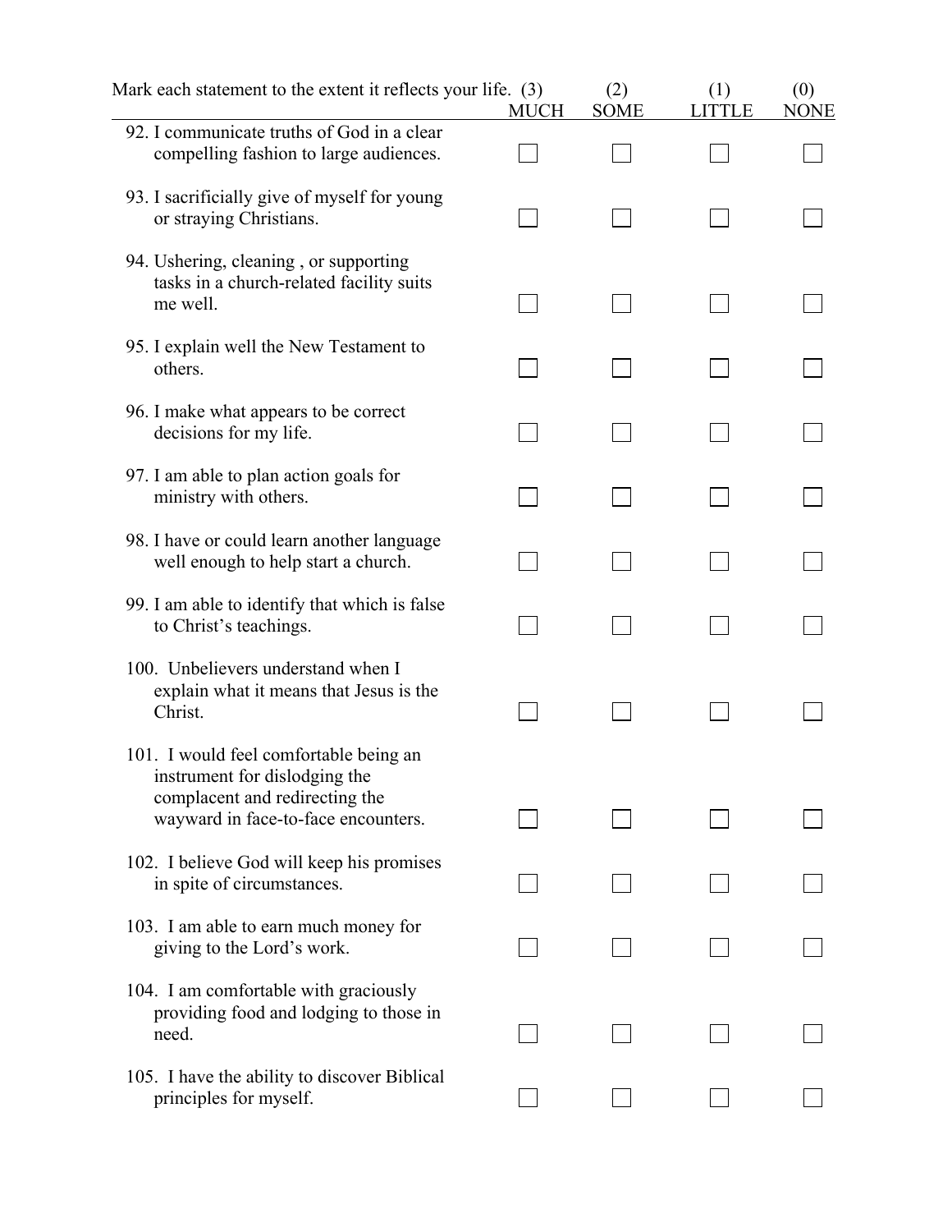| Mark each statement to the extent it reflects your life. | (3) MUCH | (2) SOME | (1) LITTLE | (0) NONE |
|---|---|---|---|---|
| 92. I communicate truths of God in a clear compelling fashion to large audiences. | ☐ | ☐ | ☐ | ☐ |
| 93. I sacrificially give of myself for young or straying Christians. | ☐ | ☐ | ☐ | ☐ |
| 94. Ushering, cleaning , or supporting tasks in a church-related facility suits me well. | ☐ | ☐ | ☐ | ☐ |
| 95. I explain well the New Testament to others. | ☐ | ☐ | ☐ | ☐ |
| 96. I make what appears to be correct decisions for my life. | ☐ | ☐ | ☐ | ☐ |
| 97. I am able to plan action goals for ministry with others. | ☐ | ☐ | ☐ | ☐ |
| 98. I have or could learn another language well enough to help start a church. | ☐ | ☐ | ☐ | ☐ |
| 99. I am able to identify that which is false to Christ's teachings. | ☐ | ☐ | ☐ | ☐ |
| 100. Unbelievers understand when I explain what it means that Jesus is the Christ. | ☐ | ☐ | ☐ | ☐ |
| 101. I would feel comfortable being an instrument for dislodging the complacent and redirecting the wayward in face-to-face encounters. | ☐ | ☐ | ☐ | ☐ |
| 102. I believe God will keep his promises in spite of circumstances. | ☐ | ☐ | ☐ | ☐ |
| 103. I am able to earn much money for giving to the Lord's work. | ☐ | ☐ | ☐ | ☐ |
| 104. I am comfortable with graciously providing food and lodging to those in need. | ☐ | ☐ | ☐ | ☐ |
| 105. I have the ability to discover Biblical principles for myself. | ☐ | ☐ | ☐ | ☐ |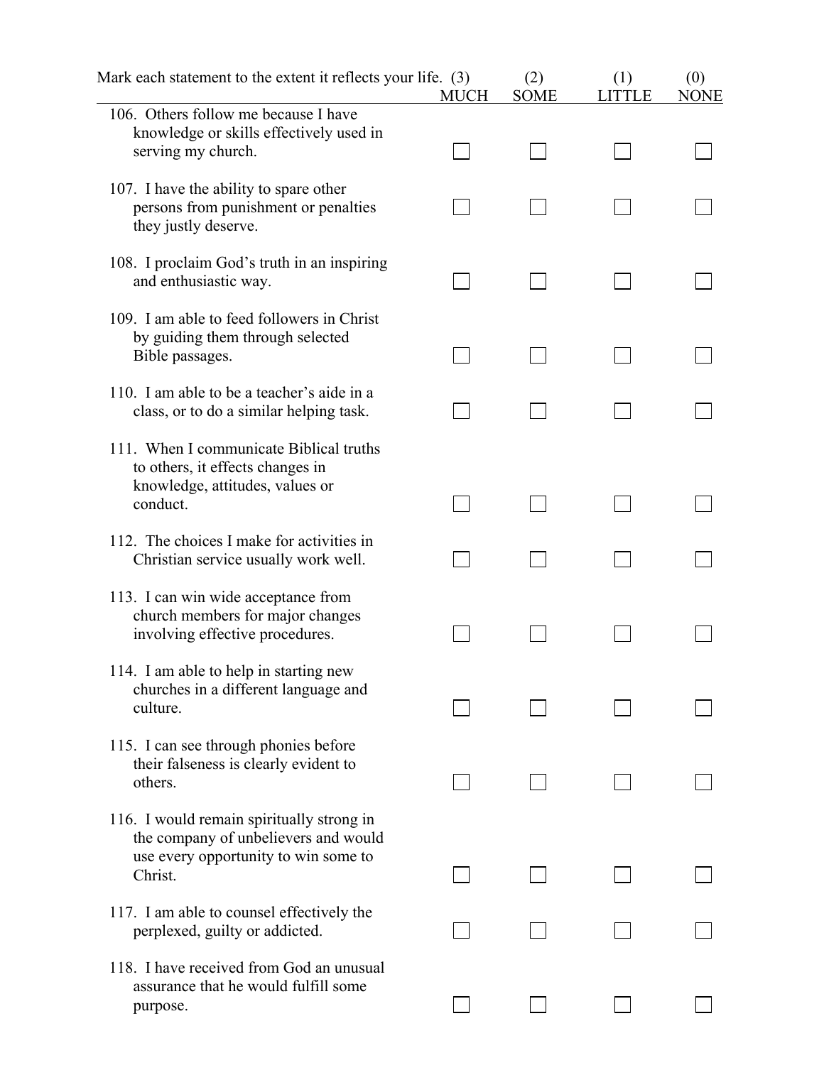| Mark each statement to the extent it reflects your life. | (3) MUCH | (2) SOME | (1) LITTLE | (0) NONE |
|---|---|---|---|---|
| 106. Others follow me because I have knowledge or skills effectively used in serving my church. | ☐ | ☐ | ☐ | ☐ |
| 107. I have the ability to spare other persons from punishment or penalties they justly deserve. | ☐ | ☐ | ☐ | ☐ |
| 108. I proclaim God's truth in an inspiring and enthusiastic way. | ☐ | ☐ | ☐ | ☐ |
| 109. I am able to feed followers in Christ by guiding them through selected Bible passages. | ☐ | ☐ | ☐ | ☐ |
| 110. I am able to be a teacher's aide in a class, or to do a similar helping task. | ☐ | ☐ | ☐ | ☐ |
| 111. When I communicate Biblical truths to others, it effects changes in knowledge, attitudes, values or conduct. | ☐ | ☐ | ☐ | ☐ |
| 112. The choices I make for activities in Christian service usually work well. | ☐ | ☐ | ☐ | ☐ |
| 113. I can win wide acceptance from church members for major changes involving effective procedures. | ☐ | ☐ | ☐ | ☐ |
| 114. I am able to help in starting new churches in a different language and culture. | ☐ | ☐ | ☐ | ☐ |
| 115. I can see through phonies before their falseness is clearly evident to others. | ☐ | ☐ | ☐ | ☐ |
| 116. I would remain spiritually strong in the company of unbelievers and would use every opportunity to win some to Christ. | ☐ | ☐ | ☐ | ☐ |
| 117. I am able to counsel effectively the perplexed, guilty or addicted. | ☐ | ☐ | ☐ | ☐ |
| 118. I have received from God an unusual assurance that he would fulfill some purpose. | ☐ | ☐ | ☐ | ☐ |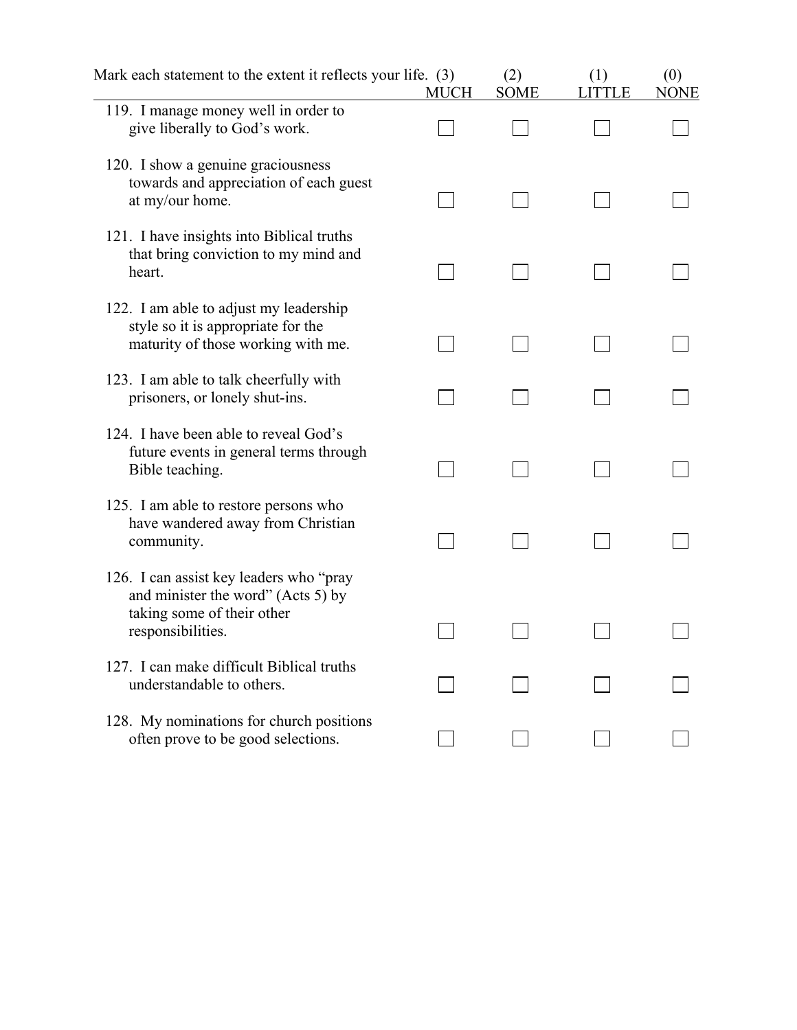| Mark each statement to the extent it reflects your life. | (3) MUCH | (2) SOME | (1) LITTLE | (0) NONE |
|---|---|---|---|---|
| 119. I manage money well in order to give liberally to God's work. | ☐ | ☐ | ☐ | ☐ |
| 120. I show a genuine graciousness towards and appreciation of each guest at my/our home. | ☐ | ☐ | ☐ | ☐ |
| 121. I have insights into Biblical truths that bring conviction to my mind and heart. | ☐ | ☐ | ☐ | ☐ |
| 122. I am able to adjust my leadership style so it is appropriate for the maturity of those working with me. | ☐ | ☐ | ☐ | ☐ |
| 123. I am able to talk cheerfully with prisoners, or lonely shut-ins. | ☐ | ☐ | ☐ | ☐ |
| 124. I have been able to reveal God's future events in general terms through Bible teaching. | ☐ | ☐ | ☐ | ☐ |
| 125. I am able to restore persons who have wandered away from Christian community. | ☐ | ☐ | ☐ | ☐ |
| 126. I can assist key leaders who "pray and minister the word" (Acts 5) by taking some of their other responsibilities. | ☐ | ☐ | ☐ | ☐ |
| 127. I can make difficult Biblical truths understandable to others. | ☐ | ☐ | ☐ | ☐ |
| 128. My nominations for church positions often prove to be good selections. | ☐ | ☐ | ☐ | ☐ |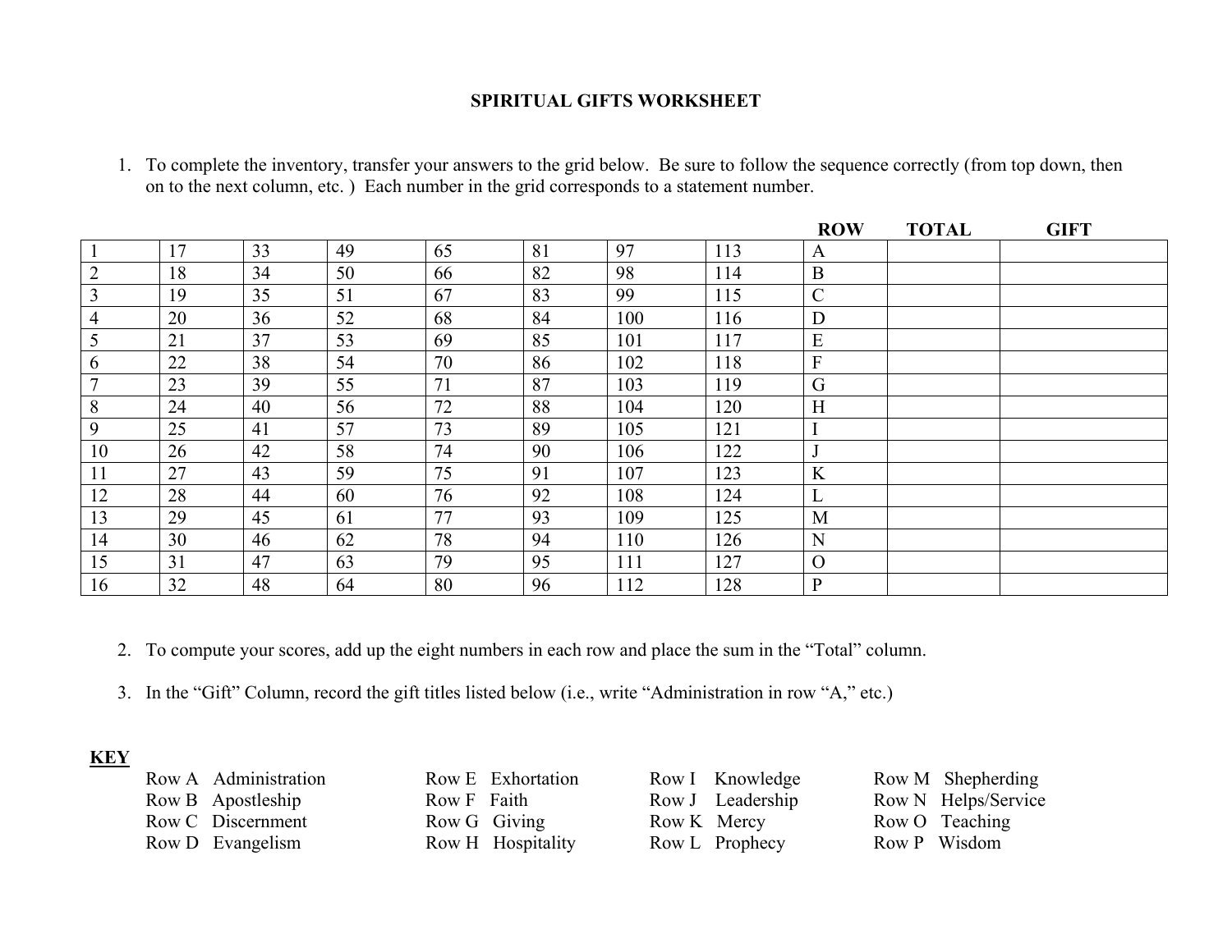## SPIRITUAL GIFTS WORKSHEET

1. To complete the inventory, transfer your answers to the grid below. Be sure to follow the sequence correctly (from top down, then on to the next column, etc. ) Each number in the grid corresponds to a statement number.

| | | | | | | | | ROW | TOTAL | GIFT |
|---|---|---|---|---|---|---|---|---|---|---|
| 1 | 17 | 33 | 49 | 65 | 81 | 97 | 113 | A | | |
| 2 | 18 | 34 | 50 | 66 | 82 | 98 | 114 | B | | |
| 3 | 19 | 35 | 51 | 67 | 83 | 99 | 115 | C | | |
| 4 | 20 | 36 | 52 | 68 | 84 | 100 | 116 | D | | |
| 5 | 21 | 37 | 53 | 69 | 85 | 101 | 117 | E | | |
| 6 | 22 | 38 | 54 | 70 | 86 | 102 | 118 | F | | |
| 7 | 23 | 39 | 55 | 71 | 87 | 103 | 119 | G | | |
| 8 | 24 | 40 | 56 | 72 | 88 | 104 | 120 | H | | |
| 9 | 25 | 41 | 57 | 73 | 89 | 105 | 121 | I | | |
| 10 | 26 | 42 | 58 | 74 | 90 | 106 | 122 | J | | |
| 11 | 27 | 43 | 59 | 75 | 91 | 107 | 123 | K | | |
| 12 | 28 | 44 | 60 | 76 | 92 | 108 | 124 | L | | |
| 13 | 29 | 45 | 61 | 77 | 93 | 109 | 125 | M | | |
| 14 | 30 | 46 | 62 | 78 | 94 | 110 | 126 | N | | |
| 15 | 31 | 47 | 63 | 79 | 95 | 111 | 127 | O | | |
| 16 | 32 | 48 | 64 | 80 | 96 | 112 | 128 | P | | |

2. To compute your scores, add up the eight numbers in each row and place the sum in the "Total" column.

3. In the "Gift" Column, record the gift titles listed below (i.e., write "Administration in row "A," etc.)

**KEY**

Row A Administration
Row B Apostleship
Row C Discernment
Row D Evangelism

Row E Exhortation
Row F Faith
Row G Giving
Row H Hospitality

Row I Knowledge
Row J Leadership
Row K Mercy
Row L Prophecy

Row M Shepherding
Row N Helps/Service
Row O Teaching
Row P Wisdom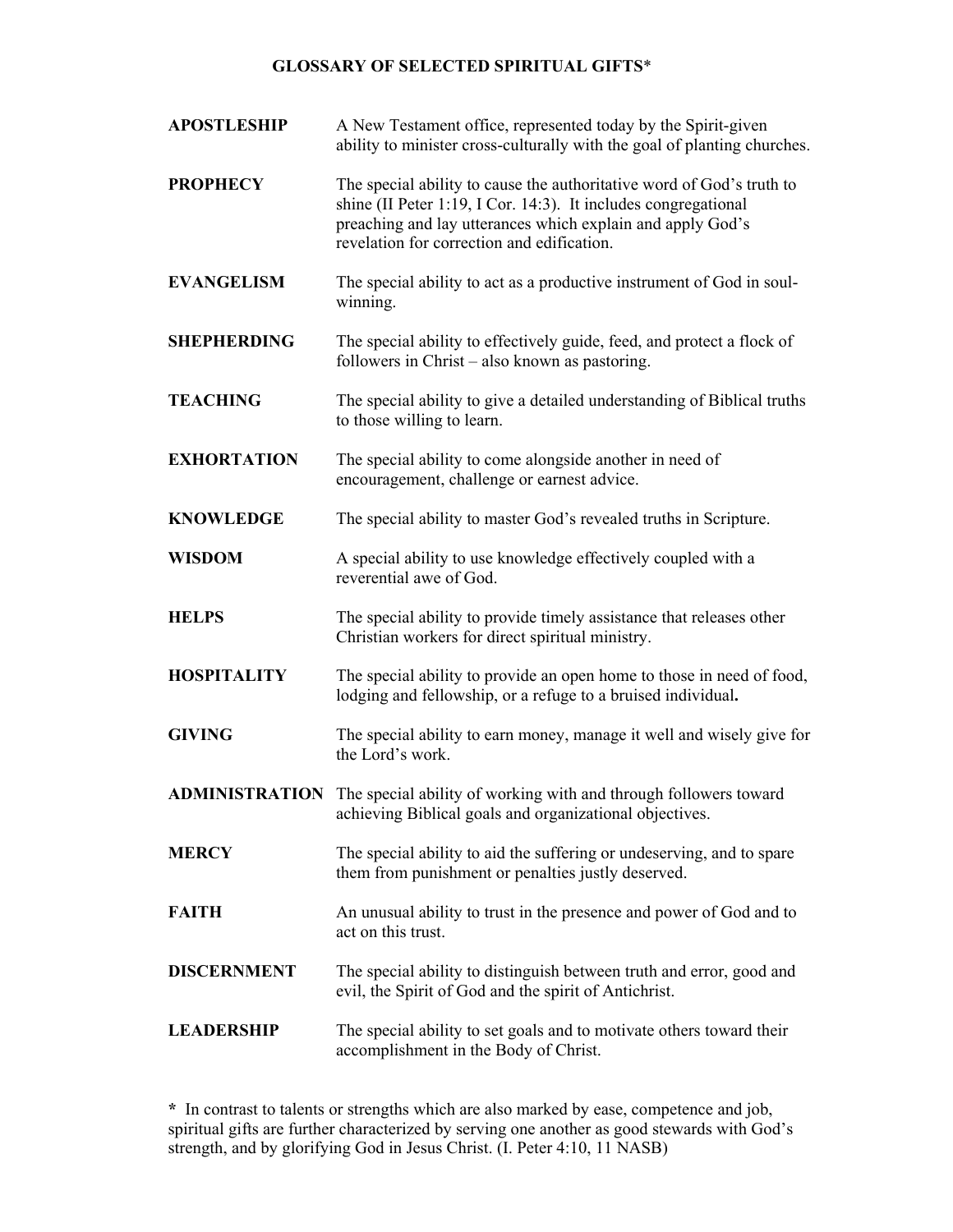# GLOSSARY OF SELECTED SPIRITUAL GIFTS*

**APOSTLESHIP** — A New Testament office, represented today by the Spirit-given ability to minister cross-culturally with the goal of planting churches.

**PROPHECY** — The special ability to cause the authoritative word of God's truth to shine (II Peter 1:19, I Cor. 14:3). It includes congregational preaching and lay utterances which explain and apply God's revelation for correction and edification.

**EVANGELISM** — The special ability to act as a productive instrument of God in soul-winning.

**SHEPHERDING** — The special ability to effectively guide, feed, and protect a flock of followers in Christ – also known as pastoring.

**TEACHING** — The special ability to give a detailed understanding of Biblical truths to those willing to learn.

**EXHORTATION** — The special ability to come alongside another in need of encouragement, challenge or earnest advice.

**KNOWLEDGE** — The special ability to master God's revealed truths in Scripture.

**WISDOM** — A special ability to use knowledge effectively coupled with a reverential awe of God.

**HELPS** — The special ability to provide timely assistance that releases other Christian workers for direct spiritual ministry.

**HOSPITALITY** — The special ability to provide an open home to those in need of food, lodging and fellowship, or a refuge to a bruised individual**.**

**GIVING** — The special ability to earn money, manage it well and wisely give for the Lord's work.

**ADMINISTRATION** — The special ability of working with and through followers toward achieving Biblical goals and organizational objectives.

**MERCY** — The special ability to aid the suffering or undeserving, and to spare them from punishment or penalties justly deserved.

**FAITH** — An unusual ability to trust in the presence and power of God and to act on this trust.

**DISCERNMENT** — The special ability to distinguish between truth and error, good and evil, the Spirit of God and the spirit of Antichrist.

**LEADERSHIP** — The special ability to set goals and to motivate others toward their accomplishment in the Body of Christ.

**\*** In contrast to talents or strengths which are also marked by ease, competence and job, spiritual gifts are further characterized by serving one another as good stewards with God's strength, and by glorifying God in Jesus Christ. (I. Peter 4:10, 11 NASB)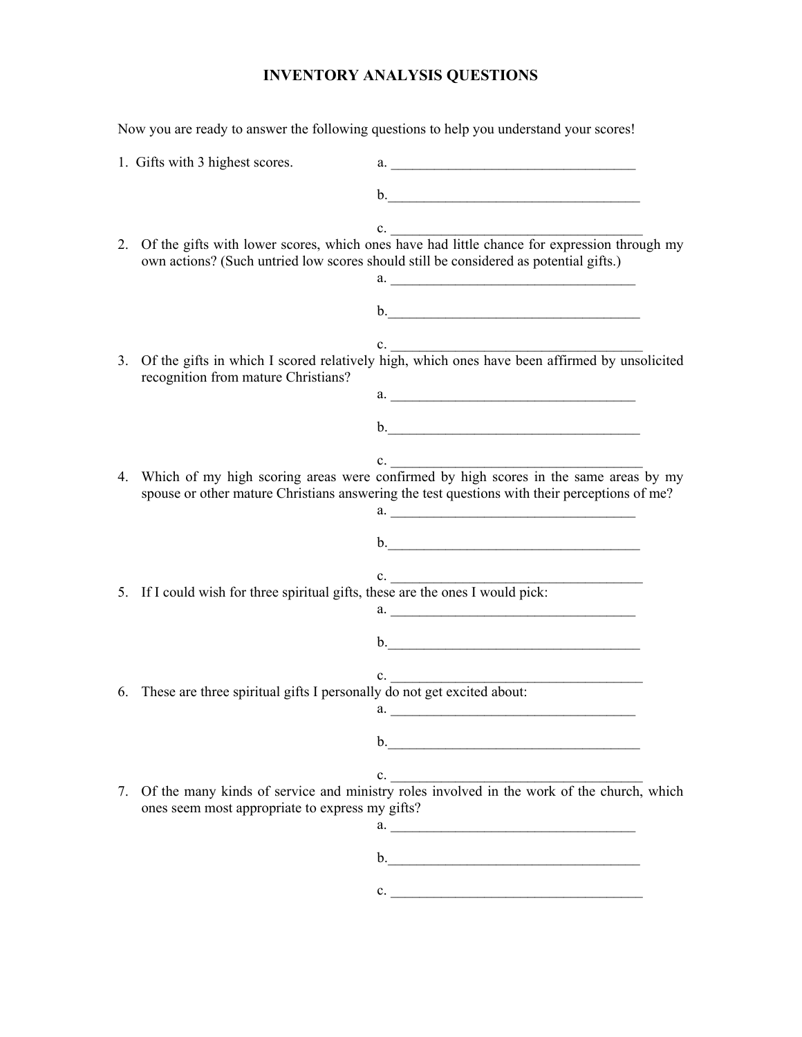# INVENTORY ANALYSIS QUESTIONS

Now you are ready to answer the following questions to help you understand your scores!

1. Gifts with 3 highest scores.
   a. ___________________________________
   b. ___________________________________
   c. ___________________________________
2. Of the gifts with lower scores, which ones have had little chance for expression through my own actions? (Such untried low scores should still be considered as potential gifts.)
   a. ___________________________________
   b. ___________________________________
   c. ___________________________________
3. Of the gifts in which I scored relatively high, which ones have been affirmed by unsolicited recognition from mature Christians?
   a. ___________________________________
   b. ___________________________________
   c. ___________________________________
4. Which of my high scoring areas were confirmed by high scores in the same areas by my spouse or other mature Christians answering the test questions with their perceptions of me?
   a. ___________________________________
   b. ___________________________________
   c. ___________________________________
5. If I could wish for three spiritual gifts, these are the ones I would pick:
   a. ___________________________________
   b. ___________________________________
   c. ___________________________________
6. These are three spiritual gifts I personally do not get excited about:
   a. ___________________________________
   b. ___________________________________
   c. ___________________________________
7. Of the many kinds of service and ministry roles involved in the work of the church, which ones seem most appropriate to express my gifts?
   a. ___________________________________
   b. ___________________________________
   c. ___________________________________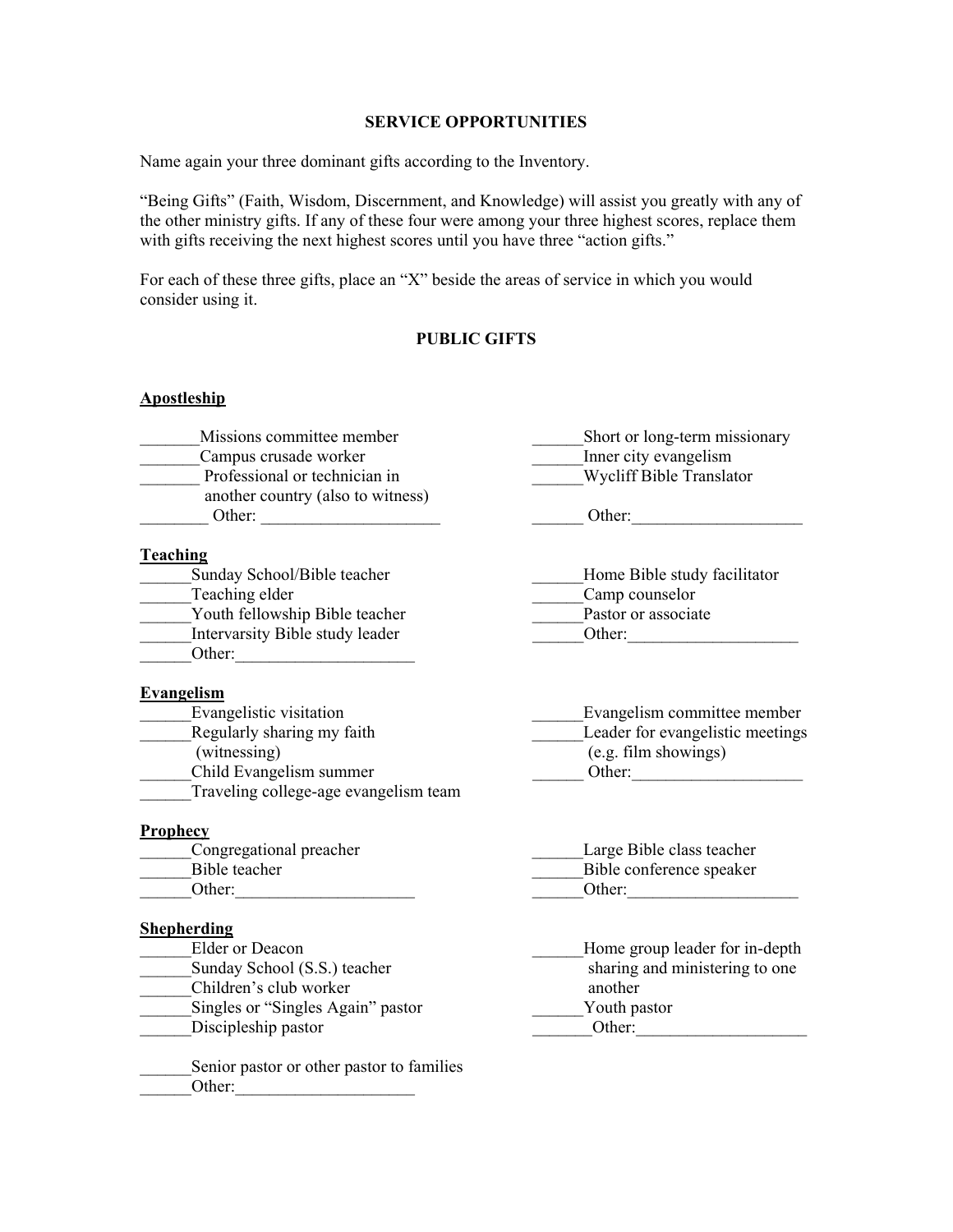**SERVICE OPPORTUNITIES**

Name again your three dominant gifts according to the Inventory.

"Being Gifts" (Faith, Wisdom, Discernment, and Knowledge) will assist you greatly with any of the other ministry gifts. If any of these four were among your three highest scores, replace them with gifts receiving the next highest scores until you have three "action gifts."

For each of these three gifts, place an "X" beside the areas of service in which you would consider using it.

**PUBLIC GIFTS**

**Apostleship**

_______Missions committee member
_______Campus crusade worker
_______ Professional or technician in another country (also to witness)
________ Other: _____________________
______Short or long-term missionary
______Inner city evangelism
______Wycliff Bible Translator
______ Other:____________________

**Teaching**

______Sunday School/Bible teacher
______Teaching elder
______Youth fellowship Bible teacher
______Intervarsity Bible study leader
______Other:_____________________
______Home Bible study facilitator
______Camp counselor
______Pastor or associate
______Other:____________________

**Evangelism**

______Evangelistic visitation
______Regularly sharing my faith (witnessing)
______Child Evangelism summer
______Traveling college-age evangelism team
______Evangelism committee member
______Leader for evangelistic meetings (e.g. film showings)
______ Other:____________________

**Prophecy**

______Congregational preacher
______Bible teacher
______Other:_____________________
______Large Bible class teacher
______Bible conference speaker
______Other:____________________

**Shepherding**

______Elder or Deacon
______Sunday School (S.S.) teacher
______Children's club worker
______Singles or "Singles Again" pastor
______Discipleship pastor
______Home group leader for in-depth sharing and ministering to one another
______Youth pastor
_______Other:____________________

______Senior pastor or other pastor to families
______Other:_____________________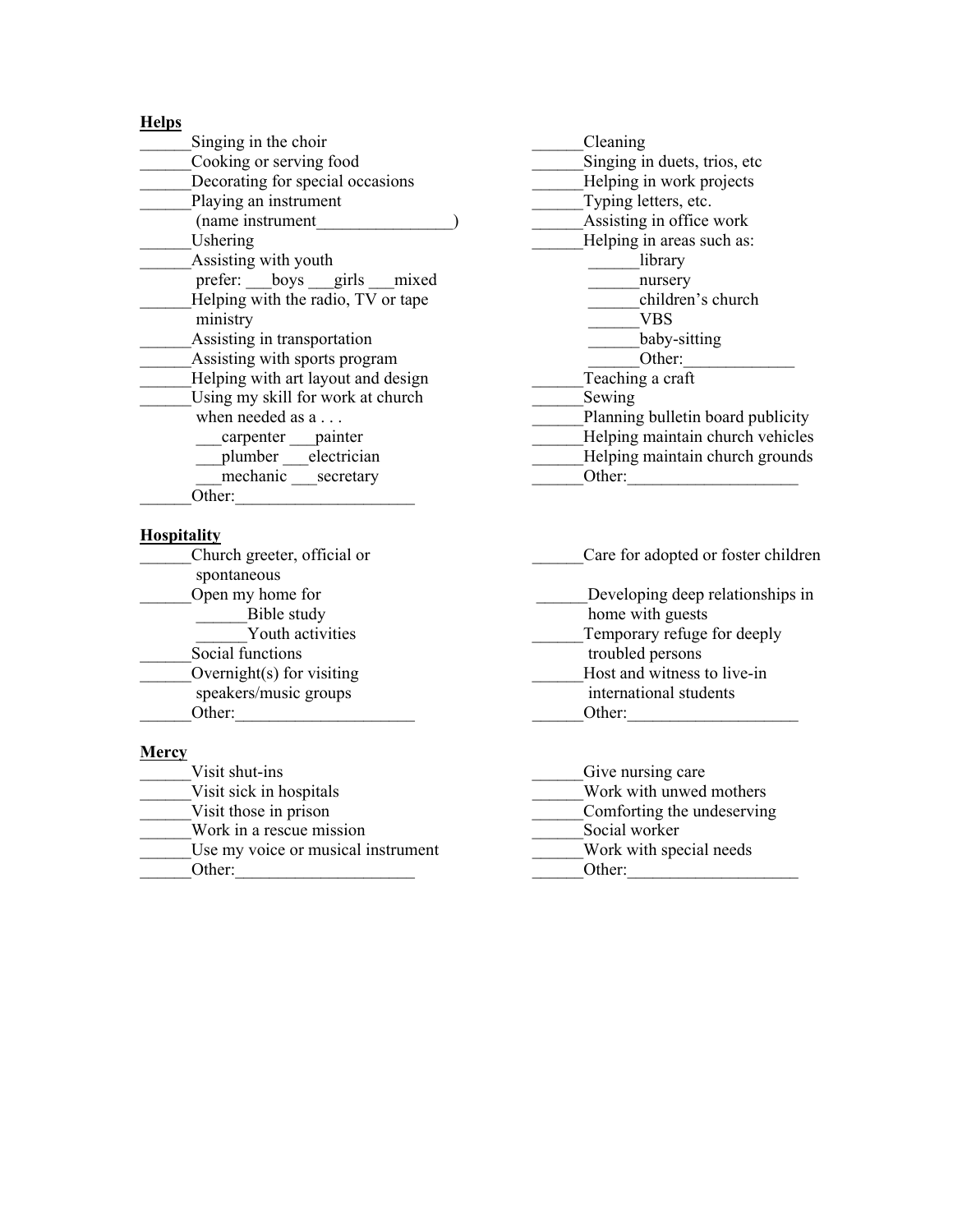**Helps**

______Singing in the choir
______Cooking or serving food
______Decorating for special occasions
______Playing an instrument
(name instrument________________)
______Ushering
______Assisting with youth
prefer: ___boys ___girls ___mixed
______Helping with the radio, TV or tape ministry
______Assisting in transportation
______Assisting with sports program
______Helping with art layout and design
______Using my skill for work at church when needed as a . . .
___carpenter ___painter
___plumber ___electrician
___mechanic ___secretary
______Other:_____________________

______Cleaning
______Singing in duets, trios, etc
______Helping in work projects
______Typing letters, etc.
______Assisting in office work
______Helping in areas such as:
______library
______nursery
______children's church
______VBS
______baby-sitting
______Other:_____________
______Teaching a craft
______Sewing
______Planning bulletin board publicity
______Helping maintain church vehicles
______Helping maintain church grounds
______Other:____________________

**Hospitality**

______Church greeter, official or spontaneous
______Open my home for
______Bible study
______Youth activities
______Social functions
______Overnight(s) for visiting speakers/music groups
______Other:_____________________

______Care for adopted or foster children
______Developing deep relationships in home with guests
______Temporary refuge for deeply troubled persons
______Host and witness to live-in international students
______Other:____________________

**Mercy**

______Visit shut-ins
______Visit sick in hospitals
______Visit those in prison
______Work in a rescue mission
______Use my voice or musical instrument
______Other:_____________________

______Give nursing care
______Work with unwed mothers
______Comforting the undeserving
______Social worker
______Work with special needs
______Other:____________________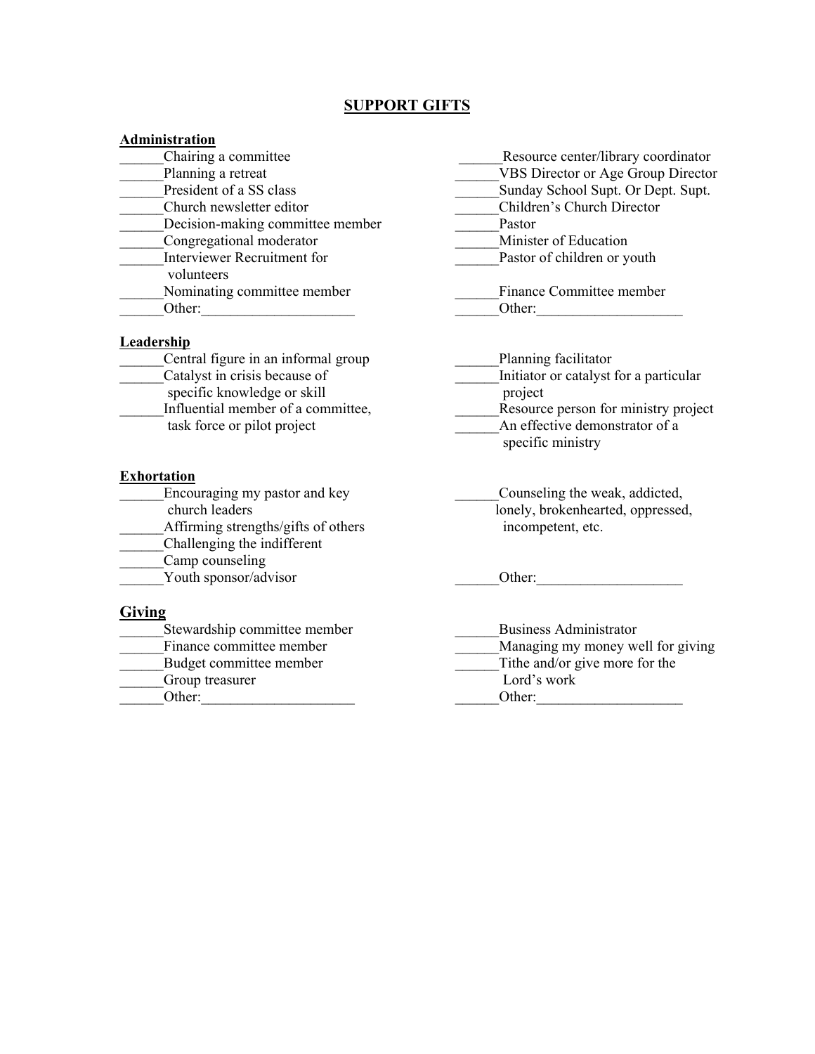# SUPPORT GIFTS

**Administration**

______Chairing a committee
______Planning a retreat
______President of a SS class
______Church newsletter editor
______Decision-making committee member
______Congregational moderator
______Interviewer Recruitment for volunteers
______Nominating committee member
______Other:____________________

______Resource center/library coordinator
______VBS Director or Age Group Director
______Sunday School Supt. Or Dept. Supt.
______Children's Church Director
______Pastor
______Minister of Education
______Pastor of children or youth
______Finance Committee member
______Other:___________________

**Leadership**

______Central figure in an informal group
______Catalyst in crisis because of specific knowledge or skill
______Influential member of a committee, task force or pilot project

______Planning facilitator
______Initiator or catalyst for a particular project
______Resource person for ministry project
______An effective demonstrator of a specific ministry

**Exhortation**

______Encouraging my pastor and key church leaders
______Affirming strengths/gifts of others
______Challenging the indifferent
______Camp counseling
______Youth sponsor/advisor

______Counseling the weak, addicted, lonely, brokenhearted, oppressed, incompetent, etc.

______Other:___________________

**Giving**

______Stewardship committee member
______Finance committee member
______Budget committee member
______Group treasurer
______Other:____________________

______Business Administrator
______Managing my money well for giving
______Tithe and/or give more for the Lord's work
______Other:___________________